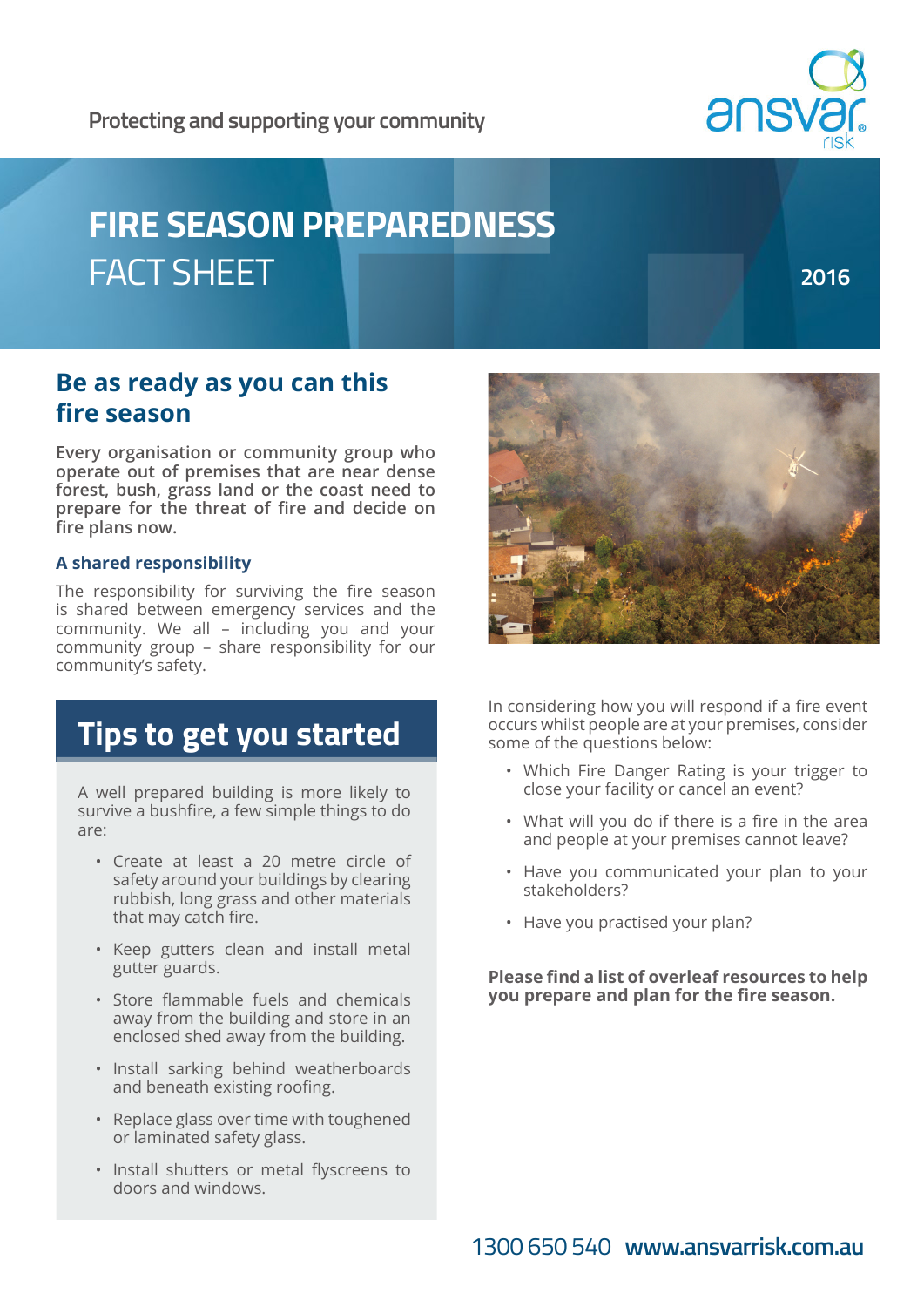Protecting and supporting your community

# FIRE SEASON PREPAREDNESS FACT SHEET

2016

## Be as ready as you can this fire season

**Every organisation or community group who operate out of premises that are near dense forest, bush, grass land or the coast need to prepare for the threat of fire and decide on fire plans now.**

### A shared responsibility

The responsibility for surviving the fire season is shared between emergency services and the community. We all – including you and your community group – share responsibility for our community's safety.

## Tips to get you started

A well prepared building is more likely to survive a bushfire, a few simple things to do are:

- Create at least a 20 metre circle of safety around your buildings by clearing rubbish, long grass and other materials that may catch fire.
- Keep gutters clean and install metal gutter guards.
- Store flammable fuels and chemicals away from the building and store in an enclosed shed away from the building.
- Install sarking behind weatherboards and beneath existing roofing.
- Replace glass over time with toughened or laminated safety glass.
- Install shutters or metal flyscreens to doors and windows.

In considering how you will respond if a fire event occurs whilst people are at your premises, consider some of the questions below:

- Which Fire Danger Rating is your trigger to close your facility or cancel an event?
- What will you do if there is a fire in the area and people at your premises cannot leave?
- Have you communicated your plan to your stakeholders?
- Have you practised your plan?

**Please find a list of overleaf resources to help you prepare and plan for the fire season.**

1300 650 540 **www.ansvarrisk.com.au**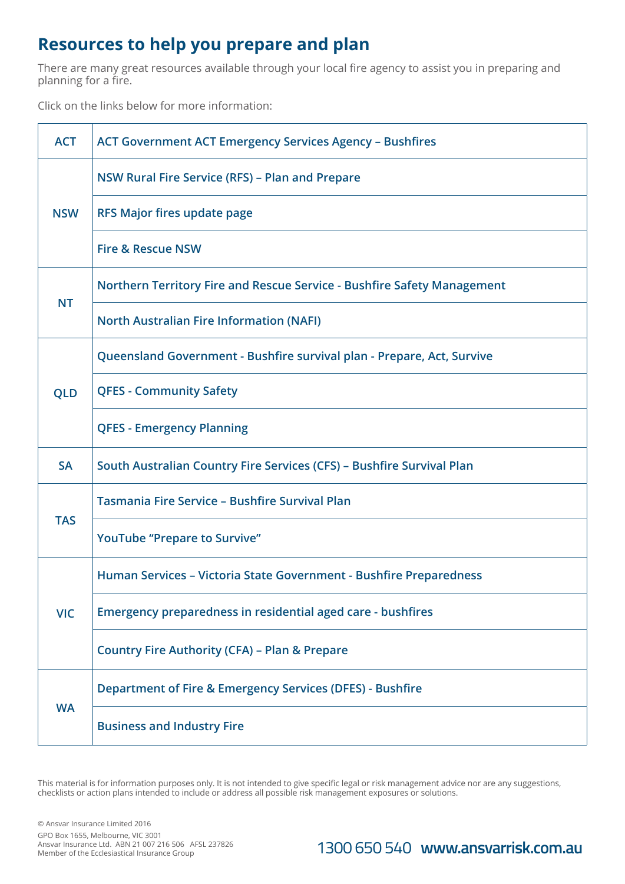## Resources to help you prepare and plan

There are many great resources available through your local fire agency to assist you in preparing and planning for a fire.

Click on the links below for more information:

| | |
|---|---|
| ACT | ACT Government ACT Emergency Services Agency – Bushfires |
| NSW | NSW Rural Fire Service (RFS) – Plan and Prepare |
| | RFS Major fires update page |
| | Fire & Rescue NSW |
| NT | Northern Territory Fire and Rescue Service - Bushfire Safety Management |
| | North Australian Fire Information (NAFI) |
| QLD | Queensland Government - Bushfire survival plan - Prepare, Act, Survive |
| | QFES - Community Safety |
| | QFES - Emergency Planning |
| SA | South Australian Country Fire Services (CFS) – Bushfire Survival Plan |
| TAS | Tasmania Fire Service – Bushfire Survival Plan |
| | YouTube "Prepare to Survive" |
| VIC | Human Services – Victoria State Government - Bushfire Preparedness |
| | Emergency preparedness in residential aged care - bushfires |
| | Country Fire Authority (CFA) – Plan & Prepare |
| WA | Department of Fire & Emergency Services (DFES) - Bushfire |
| | Business and Industry Fire |

This material is for information purposes only. It is not intended to give specific legal or risk management advice nor are any suggestions, checklists or action plans intended to include or address all possible risk management exposures or solutions.

© Ansvar Insurance Limited 2016

GPO Box 1655, Melbourne, VIC 3001
Ansvar Insurance Ltd. ABN 21 007 216 506 AFSL 237826
Member of the Ecclesiastical Insurance Group

1300 650 540 **www.ansvarrisk.com.au**